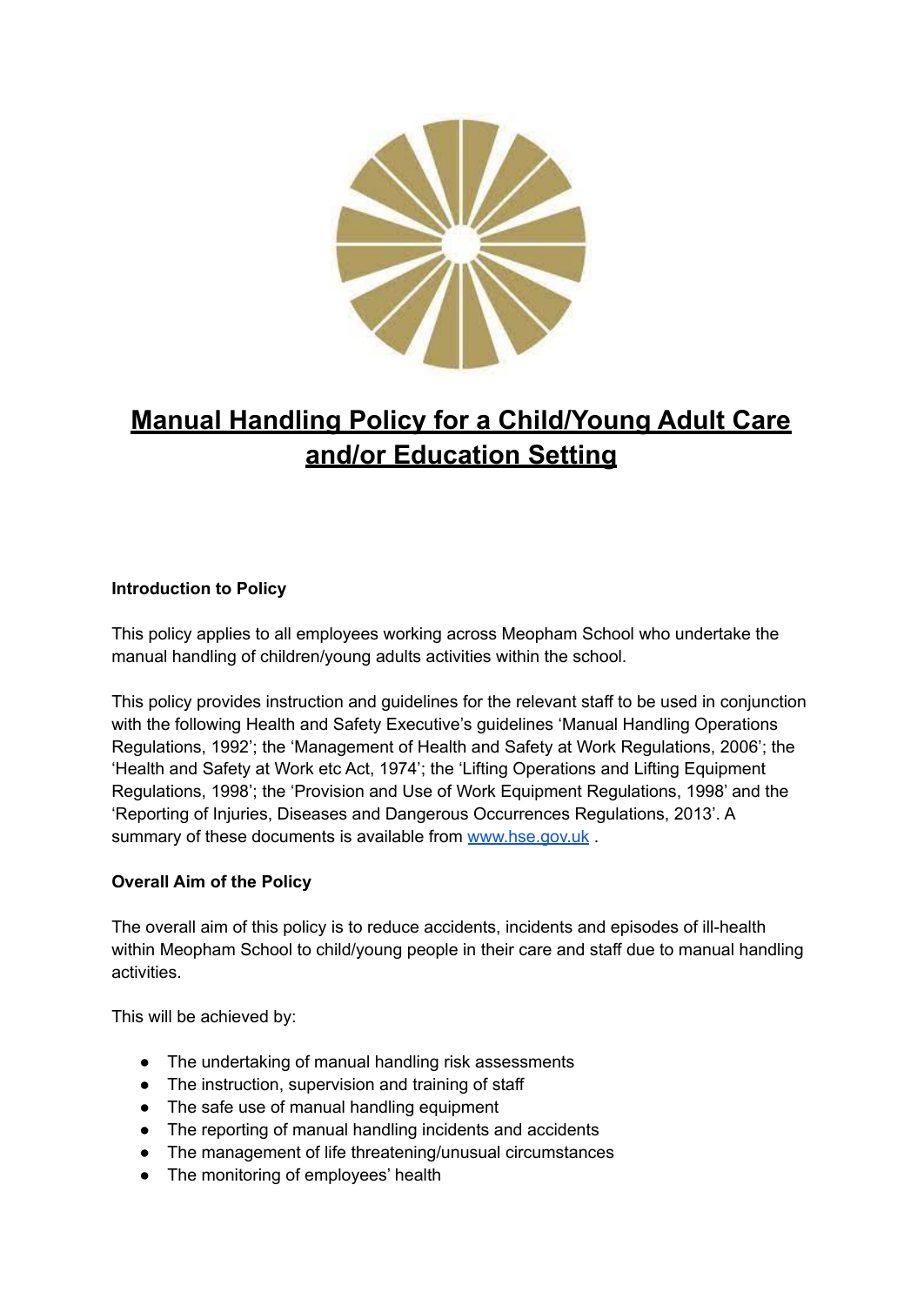# Manual Handling Policy for a Child/Young Adult Care and/or Education Setting

**Introduction to Policy**

This policy applies to all employees working across Meopham School who undertake the manual handling of children/young adults activities within the school.

This policy provides instruction and guidelines for the relevant staff to be used in conjunction with the following Health and Safety Executive's guidelines 'Manual Handling Operations Regulations, 1992'; the 'Management of Health and Safety at Work Regulations, 2006'; the 'Health and Safety at Work etc Act, 1974'; the 'Lifting Operations and Lifting Equipment Regulations, 1998'; the 'Provision and Use of Work Equipment Regulations, 1998' and the 'Reporting of Injuries, Diseases and Dangerous Occurrences Regulations, 2013'. A summary of these documents is available from [www.hse.gov.uk](http://www.hse.gov.uk) .

**Overall Aim of the Policy**

The overall aim of this policy is to reduce accidents, incidents and episodes of ill-health within Meopham School to child/young people in their care and staff due to manual handling activities.

This will be achieved by:

- The undertaking of manual handling risk assessments
- The instruction, supervision and training of staff
- The safe use of manual handling equipment
- The reporting of manual handling incidents and accidents
- The management of life threatening/unusual circumstances
- The monitoring of employees' health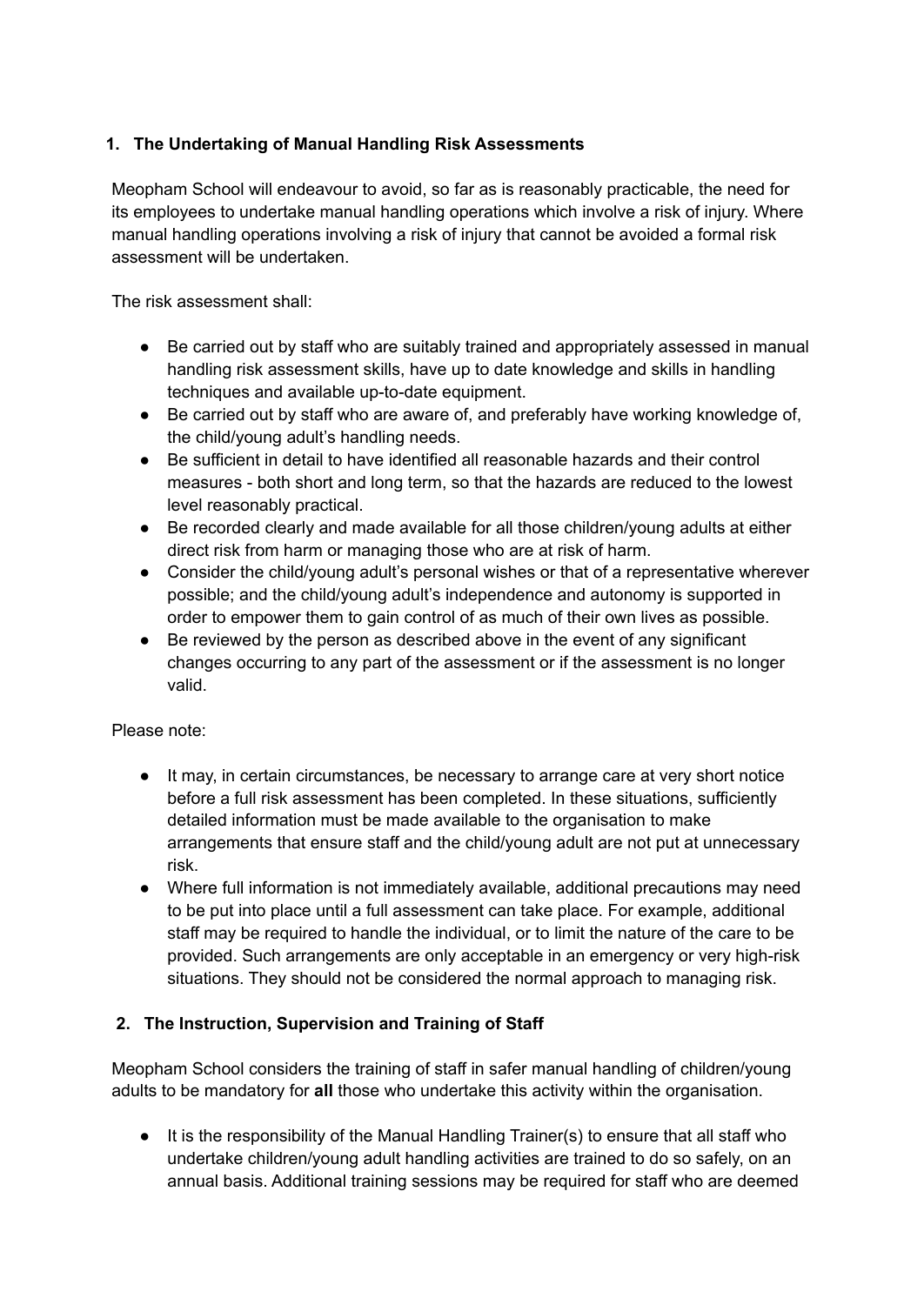## 1. The Undertaking of Manual Handling Risk Assessments

Meopham School will endeavour to avoid, so far as is reasonably practicable, the need for its employees to undertake manual handling operations which involve a risk of injury. Where manual handling operations involving a risk of injury that cannot be avoided a formal risk assessment will be undertaken.

The risk assessment shall:

- Be carried out by staff who are suitably trained and appropriately assessed in manual handling risk assessment skills, have up to date knowledge and skills in handling techniques and available up-to-date equipment.
- Be carried out by staff who are aware of, and preferably have working knowledge of, the child/young adult's handling needs.
- Be sufficient in detail to have identified all reasonable hazards and their control measures - both short and long term, so that the hazards are reduced to the lowest level reasonably practical.
- Be recorded clearly and made available for all those children/young adults at either direct risk from harm or managing those who are at risk of harm.
- Consider the child/young adult's personal wishes or that of a representative wherever possible; and the child/young adult's independence and autonomy is supported in order to empower them to gain control of as much of their own lives as possible.
- Be reviewed by the person as described above in the event of any significant changes occurring to any part of the assessment or if the assessment is no longer valid.

Please note:

- It may, in certain circumstances, be necessary to arrange care at very short notice before a full risk assessment has been completed. In these situations, sufficiently detailed information must be made available to the organisation to make arrangements that ensure staff and the child/young adult are not put at unnecessary risk.
- Where full information is not immediately available, additional precautions may need to be put into place until a full assessment can take place. For example, additional staff may be required to handle the individual, or to limit the nature of the care to be provided. Such arrangements are only acceptable in an emergency or very high-risk situations. They should not be considered the normal approach to managing risk.

## 2. The Instruction, Supervision and Training of Staff

Meopham School considers the training of staff in safer manual handling of children/young adults to be mandatory for **all** those who undertake this activity within the organisation.

- It is the responsibility of the Manual Handling Trainer(s) to ensure that all staff who undertake children/young adult handling activities are trained to do so safely, on an annual basis. Additional training sessions may be required for staff who are deemed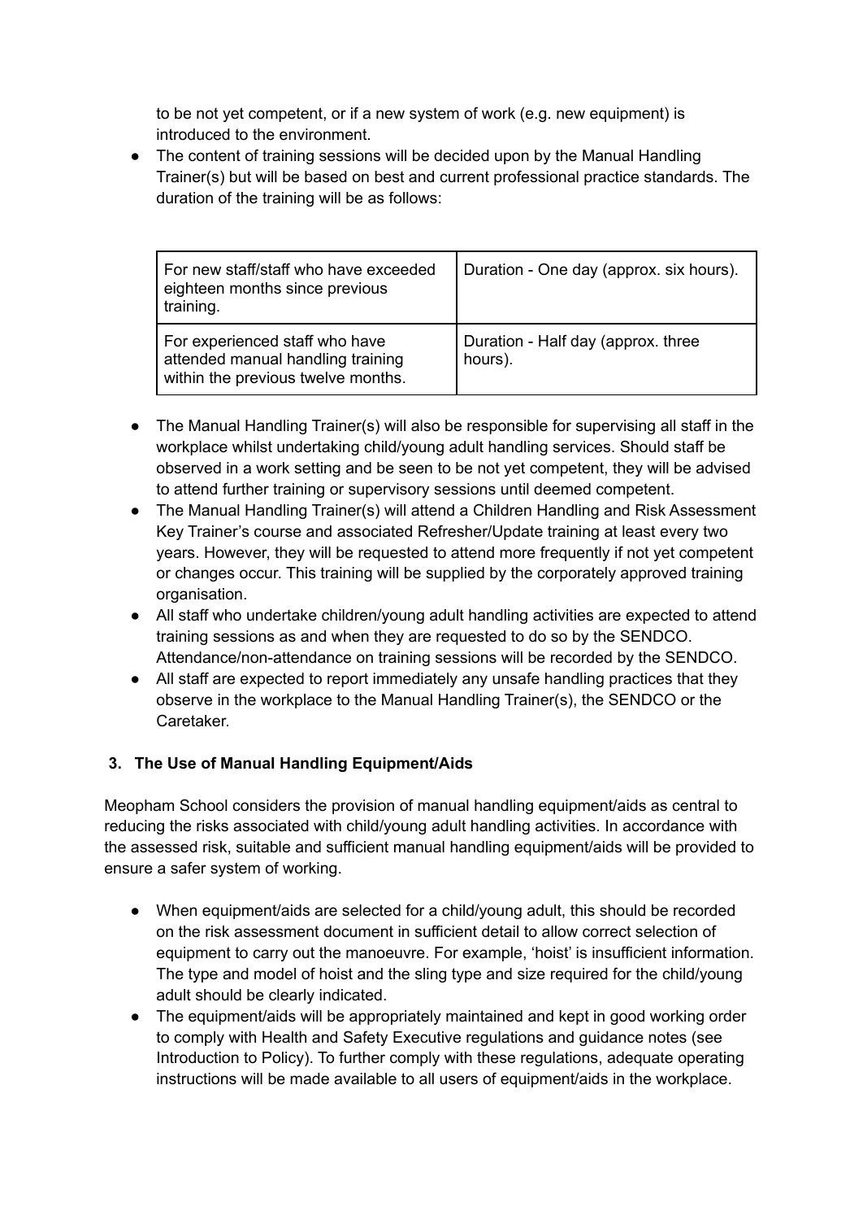to be not yet competent, or if a new system of work (e.g. new equipment) is introduced to the environment.

- The content of training sessions will be decided upon by the Manual Handling Trainer(s) but will be based on best and current professional practice standards. The duration of the training will be as follows:

| For new staff/staff who have exceeded eighteen months since previous training. | Duration - One day (approx. six hours). |
|---|---|
| For experienced staff who have attended manual handling training within the previous twelve months. | Duration - Half day (approx. three hours). |

- The Manual Handling Trainer(s) will also be responsible for supervising all staff in the workplace whilst undertaking child/young adult handling services. Should staff be observed in a work setting and be seen to be not yet competent, they will be advised to attend further training or supervisory sessions until deemed competent.
- The Manual Handling Trainer(s) will attend a Children Handling and Risk Assessment Key Trainer's course and associated Refresher/Update training at least every two years. However, they will be requested to attend more frequently if not yet competent or changes occur. This training will be supplied by the corporately approved training organisation.
- All staff who undertake children/young adult handling activities are expected to attend training sessions as and when they are requested to do so by the SENDCO. Attendance/non-attendance on training sessions will be recorded by the SENDCO.
- All staff are expected to report immediately any unsafe handling practices that they observe in the workplace to the Manual Handling Trainer(s), the SENDCO or the Caretaker.

## 3. The Use of Manual Handling Equipment/Aids

Meopham School considers the provision of manual handling equipment/aids as central to reducing the risks associated with child/young adult handling activities. In accordance with the assessed risk, suitable and sufficient manual handling equipment/aids will be provided to ensure a safer system of working.

- When equipment/aids are selected for a child/young adult, this should be recorded on the risk assessment document in sufficient detail to allow correct selection of equipment to carry out the manoeuvre. For example, 'hoist' is insufficient information. The type and model of hoist and the sling type and size required for the child/young adult should be clearly indicated.
- The equipment/aids will be appropriately maintained and kept in good working order to comply with Health and Safety Executive regulations and guidance notes (see Introduction to Policy). To further comply with these regulations, adequate operating instructions will be made available to all users of equipment/aids in the workplace.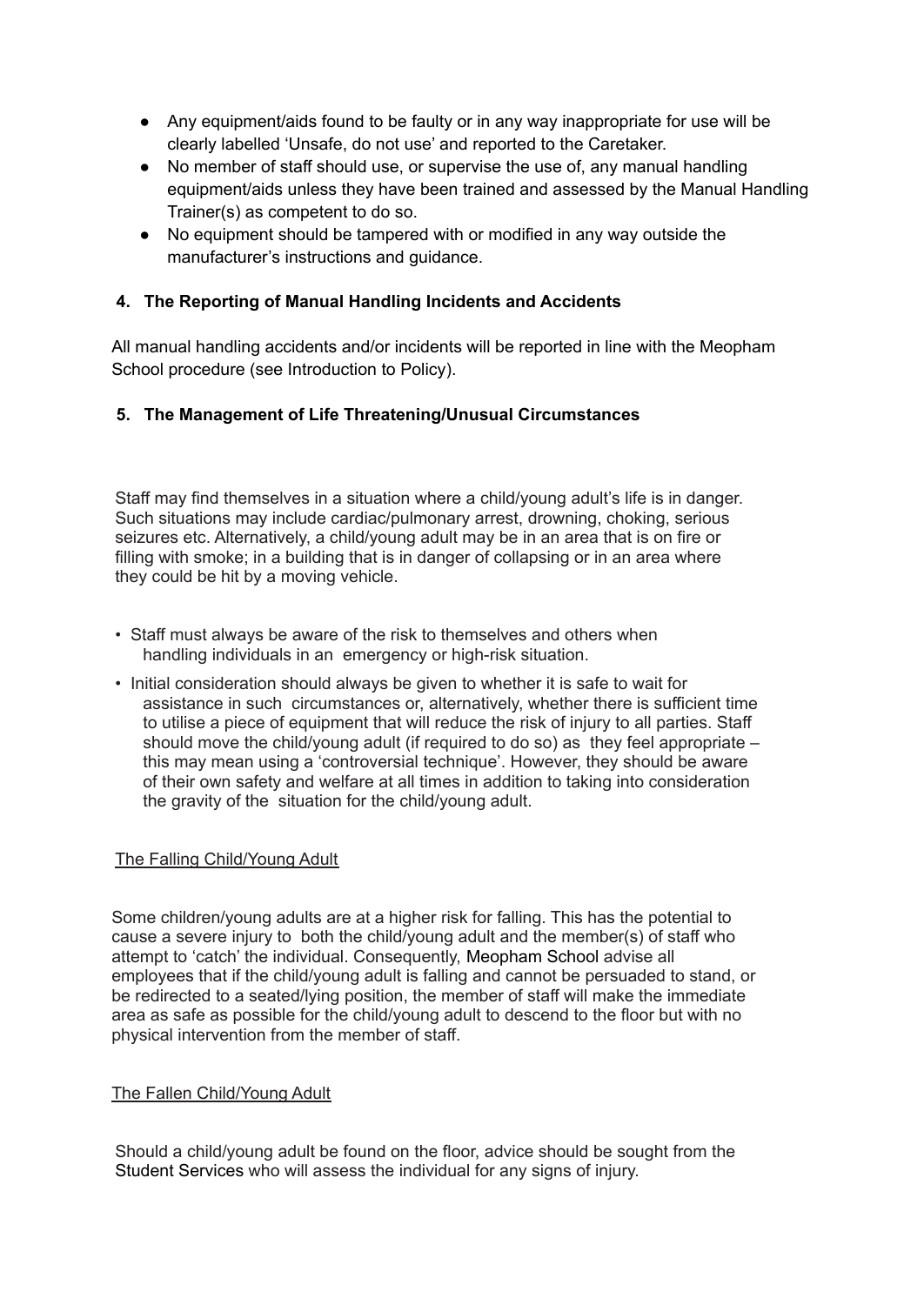- Any equipment/aids found to be faulty or in any way inappropriate for use will be clearly labelled 'Unsafe, do not use' and reported to the Caretaker.
- No member of staff should use, or supervise the use of, any manual handling equipment/aids unless they have been trained and assessed by the Manual Handling Trainer(s) as competent to do so.
- No equipment should be tampered with or modified in any way outside the manufacturer's instructions and guidance.

### 4. The Reporting of Manual Handling Incidents and Accidents

All manual handling accidents and/or incidents will be reported in line with the Meopham School procedure (see Introduction to Policy).

### 5. The Management of Life Threatening/Unusual Circumstances

Staff may find themselves in a situation where a child/young adult's life is in danger. Such situations may include cardiac/pulmonary arrest, drowning, choking, serious seizures etc. Alternatively, a child/young adult may be in an area that is on fire or filling with smoke; in a building that is in danger of collapsing or in an area where they could be hit by a moving vehicle.

- Staff must always be aware of the risk to themselves and others when handling individuals in an emergency or high-risk situation.
- Initial consideration should always be given to whether it is safe to wait for assistance in such circumstances or, alternatively, whether there is sufficient time to utilise a piece of equipment that will reduce the risk of injury to all parties. Staff should move the child/young adult (if required to do so) as they feel appropriate – this may mean using a 'controversial technique'. However, they should be aware of their own safety and welfare at all times in addition to taking into consideration the gravity of the situation for the child/young adult.

<u>The Falling Child/Young Adult</u>

Some children/young adults are at a higher risk for falling. This has the potential to cause a severe injury to both the child/young adult and the member(s) of staff who attempt to 'catch' the individual. Consequently, Meopham School advise all employees that if the child/young adult is falling and cannot be persuaded to stand, or be redirected to a seated/lying position, the member of staff will make the immediate area as safe as possible for the child/young adult to descend to the floor but with no physical intervention from the member of staff.

<u>The Fallen Child/Young Adult</u>

Should a child/young adult be found on the floor, advice should be sought from the Student Services who will assess the individual for any signs of injury.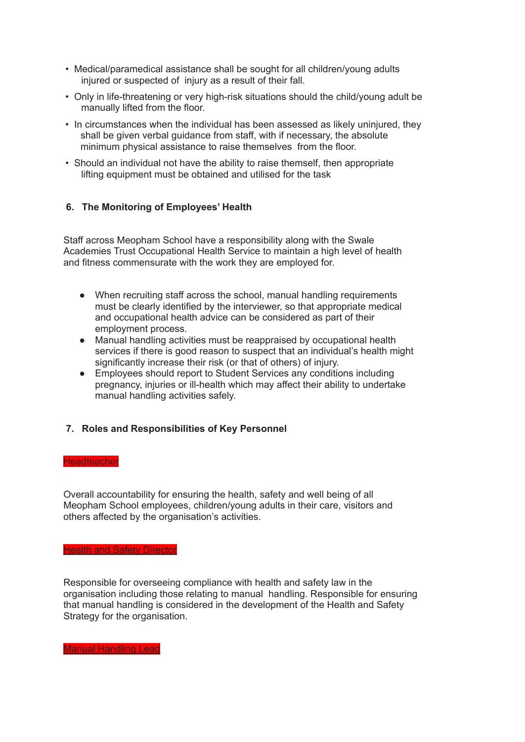- Medical/paramedical assistance shall be sought for all children/young adults injured or suspected of injury as a result of their fall.
- Only in life-threatening or very high-risk situations should the child/young adult be manually lifted from the floor.
- In circumstances when the individual has been assessed as likely uninjured, they shall be given verbal guidance from staff, with if necessary, the absolute minimum physical assistance to raise themselves from the floor.
- Should an individual not have the ability to raise themself, then appropriate lifting equipment must be obtained and utilised for the task

## 6. The Monitoring of Employees' Health

Staff across Meopham School have a responsibility along with the Swale Academies Trust Occupational Health Service to maintain a high level of health and fitness commensurate with the work they are employed for.

- When recruiting staff across the school, manual handling requirements must be clearly identified by the interviewer, so that appropriate medical and occupational health advice can be considered as part of their employment process.
- Manual handling activities must be reappraised by occupational health services if there is good reason to suspect that an individual's health might significantly increase their risk (or that of others) of injury.
- Employees should report to Student Services any conditions including pregnancy, injuries or ill-health which may affect their ability to undertake manual handling activities safely.

## 7. Roles and Responsibilities of Key Personnel

### Headteacher

Overall accountability for ensuring the health, safety and well being of all Meopham School employees, children/young adults in their care, visitors and others affected by the organisation's activities.

### Health and Safety Director

Responsible for overseeing compliance with health and safety law in the organisation including those relating to manual handling. Responsible for ensuring that manual handling is considered in the development of the Health and Safety Strategy for the organisation.

### Manual Handling Lead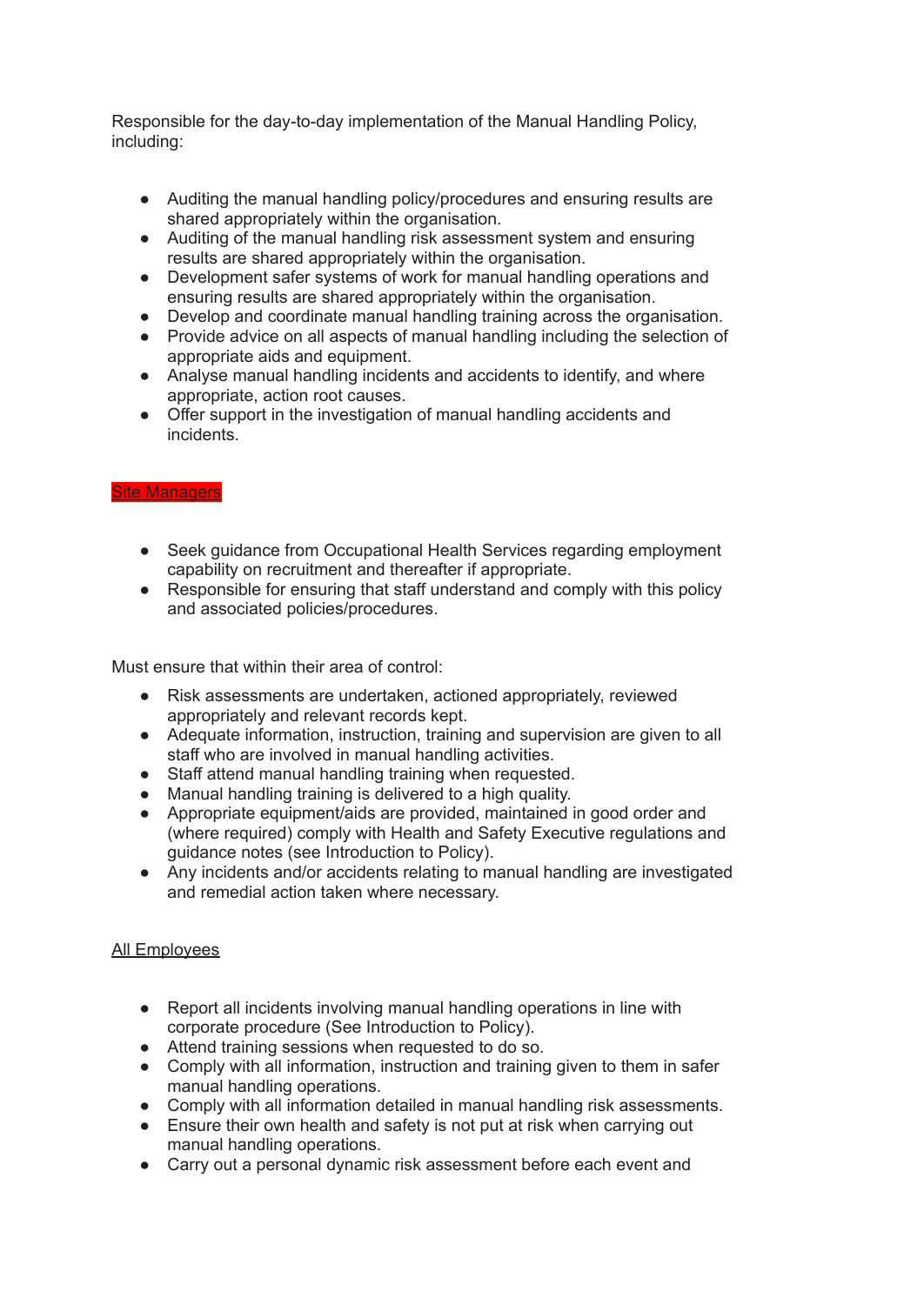Responsible for the day-to-day implementation of the Manual Handling Policy, including:

- Auditing the manual handling policy/procedures and ensuring results are shared appropriately within the organisation.
- Auditing of the manual handling risk assessment system and ensuring results are shared appropriately within the organisation.
- Development safer systems of work for manual handling operations and ensuring results are shared appropriately within the organisation.
- Develop and coordinate manual handling training across the organisation.
- Provide advice on all aspects of manual handling including the selection of appropriate aids and equipment.
- Analyse manual handling incidents and accidents to identify, and where appropriate, action root causes.
- Offer support in the investigation of manual handling accidents and incidents.

<u>Site Managers</u>

- Seek guidance from Occupational Health Services regarding employment capability on recruitment and thereafter if appropriate.
- Responsible for ensuring that staff understand and comply with this policy and associated policies/procedures.

Must ensure that within their area of control:

- Risk assessments are undertaken, actioned appropriately, reviewed appropriately and relevant records kept.
- Adequate information, instruction, training and supervision are given to all staff who are involved in manual handling activities.
- Staff attend manual handling training when requested.
- Manual handling training is delivered to a high quality.
- Appropriate equipment/aids are provided, maintained in good order and (where required) comply with Health and Safety Executive regulations and guidance notes (see Introduction to Policy).
- Any incidents and/or accidents relating to manual handling are investigated and remedial action taken where necessary.

<u>All Employees</u>

- Report all incidents involving manual handling operations in line with corporate procedure (See Introduction to Policy).
- Attend training sessions when requested to do so.
- Comply with all information, instruction and training given to them in safer manual handling operations.
- Comply with all information detailed in manual handling risk assessments.
- Ensure their own health and safety is not put at risk when carrying out manual handling operations.
- Carry out a personal dynamic risk assessment before each event and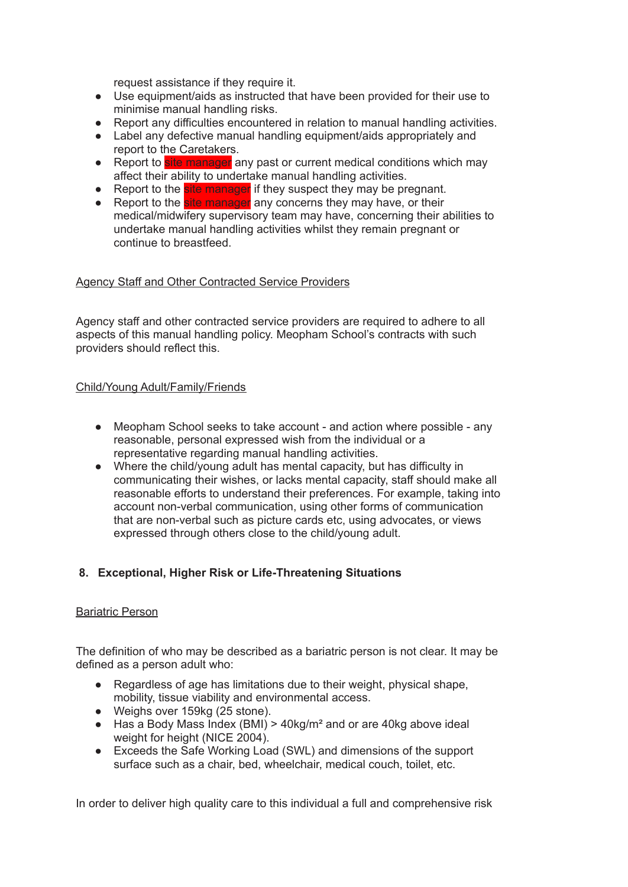request assistance if they require it.

- Use equipment/aids as instructed that have been provided for their use to minimise manual handling risks.
- Report any difficulties encountered in relation to manual handling activities.
- Label any defective manual handling equipment/aids appropriately and report to the Caretakers.
- Report to site manager any past or current medical conditions which may affect their ability to undertake manual handling activities.
- Report to the site manager if they suspect they may be pregnant.
- Report to the site manager any concerns they may have, or their medical/midwifery supervisory team may have, concerning their abilities to undertake manual handling activities whilst they remain pregnant or continue to breastfeed.

Agency Staff and Other Contracted Service Providers

Agency staff and other contracted service providers are required to adhere to all aspects of this manual handling policy. Meopham School's contracts with such providers should reflect this.

Child/Young Adult/Family/Friends

- Meopham School seeks to take account - and action where possible - any reasonable, personal expressed wish from the individual or a representative regarding manual handling activities.
- Where the child/young adult has mental capacity, but has difficulty in communicating their wishes, or lacks mental capacity, staff should make all reasonable efforts to understand their preferences. For example, taking into account non-verbal communication, using other forms of communication that are non-verbal such as picture cards etc, using advocates, or views expressed through others close to the child/young adult.

## 8. Exceptional, Higher Risk or Life-Threatening Situations

Bariatric Person

The definition of who may be described as a bariatric person is not clear. It may be defined as a person adult who:

- Regardless of age has limitations due to their weight, physical shape, mobility, tissue viability and environmental access.
- Weighs over 159kg (25 stone).
- Has a Body Mass Index (BMI) > $40kg/m^2$ and or are 40kg above ideal weight for height (NICE 2004).
- Exceeds the Safe Working Load (SWL) and dimensions of the support surface such as a chair, bed, wheelchair, medical couch, toilet, etc.

In order to deliver high quality care to this individual a full and comprehensive risk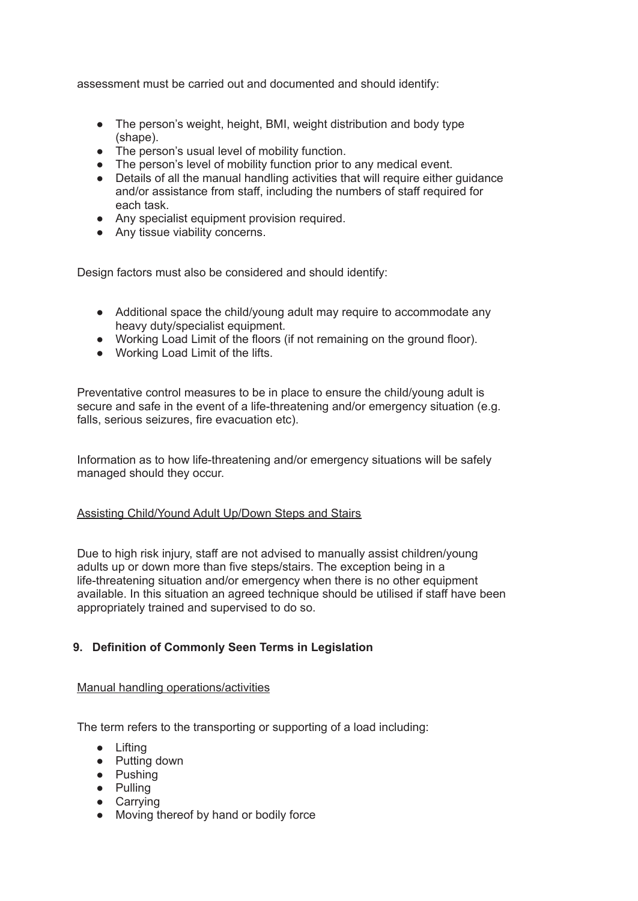assessment must be carried out and documented and should identify:

- The person's weight, height, BMI, weight distribution and body type (shape).
- The person's usual level of mobility function.
- The person's level of mobility function prior to any medical event.
- Details of all the manual handling activities that will require either guidance and/or assistance from staff, including the numbers of staff required for each task.
- Any specialist equipment provision required.
- Any tissue viability concerns.

Design factors must also be considered and should identify:

- Additional space the child/young adult may require to accommodate any heavy duty/specialist equipment.
- Working Load Limit of the floors (if not remaining on the ground floor).
- Working Load Limit of the lifts.

Preventative control measures to be in place to ensure the child/young adult is secure and safe in the event of a life-threatening and/or emergency situation (e.g. falls, serious seizures, fire evacuation etc).

Information as to how life-threatening and/or emergency situations will be safely managed should they occur.

<u>Assisting Child/Yound Adult Up/Down Steps and Stairs</u>

Due to high risk injury, staff are not advised to manually assist children/young adults up or down more than five steps/stairs. The exception being in a life-threatening situation and/or emergency when there is no other equipment available. In this situation an agreed technique should be utilised if staff have been appropriately trained and supervised to do so.

## 9. Definition of Commonly Seen Terms in Legislation

<u>Manual handling operations/activities</u>

The term refers to the transporting or supporting of a load including:

- Lifting
- Putting down
- Pushing
- Pulling
- Carrying
- Moving thereof by hand or bodily force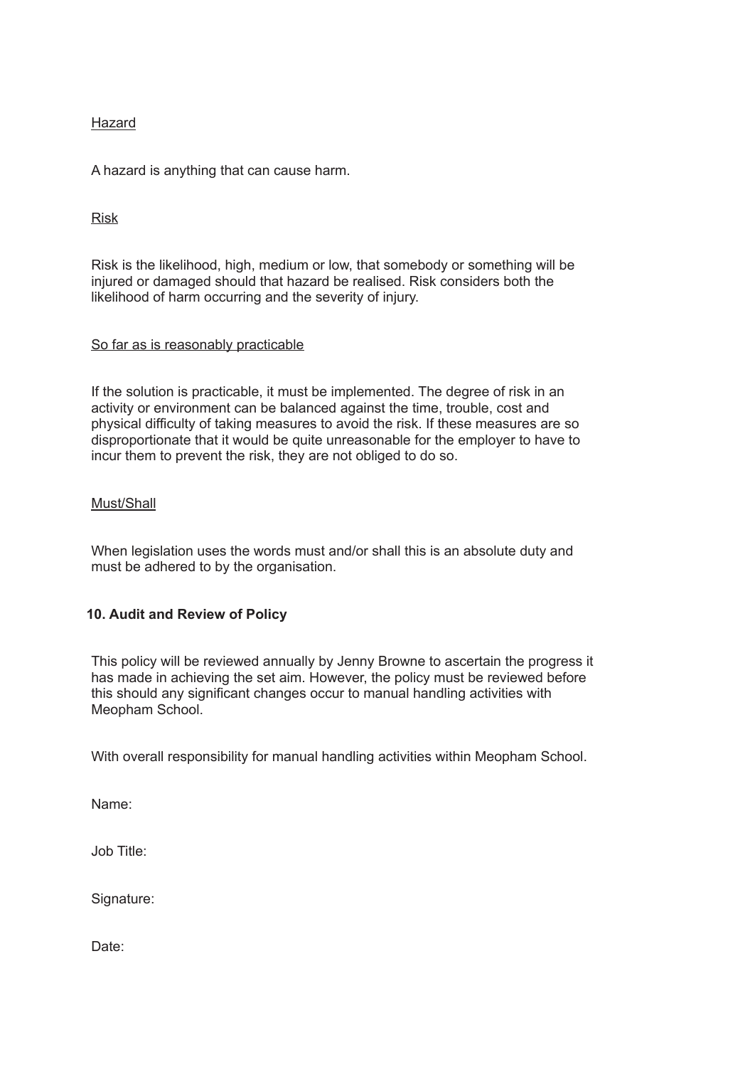<u>Hazard</u>

A hazard is anything that can cause harm.

<u>Risk</u>

Risk is the likelihood, high, medium or low, that somebody or something will be injured or damaged should that hazard be realised. Risk considers both the likelihood of harm occurring and the severity of injury.

<u>So far as is reasonably practicable</u>

If the solution is practicable, it must be implemented. The degree of risk in an activity or environment can be balanced against the time, trouble, cost and physical difficulty of taking measures to avoid the risk. If these measures are so disproportionate that it would be quite unreasonable for the employer to have to incur them to prevent the risk, they are not obliged to do so.

<u>Must/Shall</u>

When legislation uses the words must and/or shall this is an absolute duty and must be adhered to by the organisation.

## 10. Audit and Review of Policy

This policy will be reviewed annually by Jenny Browne to ascertain the progress it has made in achieving the set aim. However, the policy must be reviewed before this should any significant changes occur to manual handling activities with Meopham School.

With overall responsibility for manual handling activities within Meopham School.

Name:

Job Title:

Signature:

Date: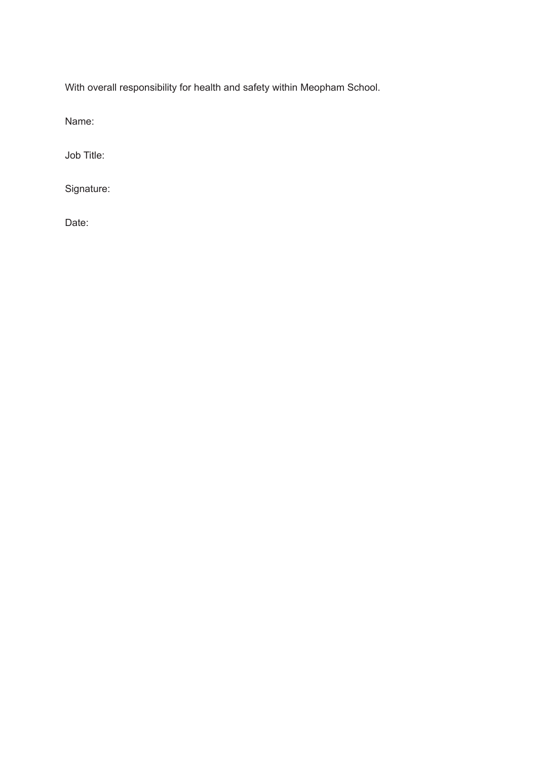With overall responsibility for health and safety within Meopham School.

Name:

Job Title:

Signature:

Date: